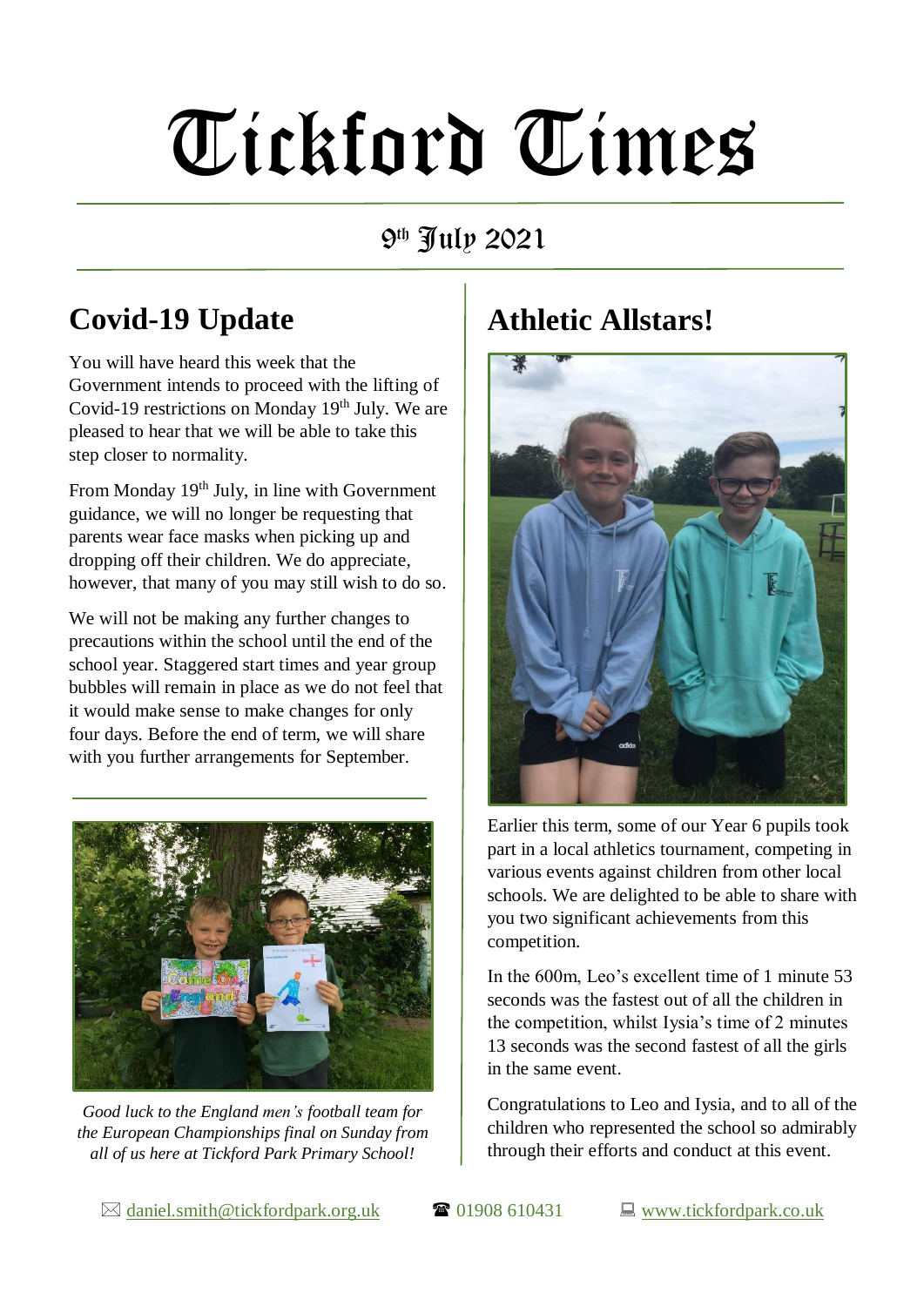# Tickford Times

9th July 2021

## Covid-19 Update

You will have heard this week that the Government intends to proceed with the lifting of Covid-19 restrictions on Monday 19th July. We are pleased to hear that we will be able to take this step closer to normality.

From Monday 19th July, in line with Government guidance, we will no longer be requesting that parents wear face masks when picking up and dropping off their children. We do appreciate, however, that many of you may still wish to do so.

We will not be making any further changes to precautions within the school until the end of the school year. Staggered start times and year group bubbles will remain in place as we do not feel that it would make sense to make changes for only four days. Before the end of term, we will share with you further arrangements for September.

*Good luck to the England men's football team for the European Championships final on Sunday from all of us here at Tickford Park Primary School!*

## Athletic Allstars!

Earlier this term, some of our Year 6 pupils took part in a local athletics tournament, competing in various events against children from other local schools. We are delighted to be able to share with you two significant achievements from this competition.

In the 600m, Leo's excellent time of 1 minute 53 seconds was the fastest out of all the children in the competition, whilst Iysia's time of 2 minutes 13 seconds was the second fastest of all the girls in the same event.

Congratulations to Leo and Iysia, and to all of the children who represented the school so admirably through their efforts and conduct at this event.

daniel.smith@tickfordpark.org.uk | 01908 610431 | www.tickfordpark.co.uk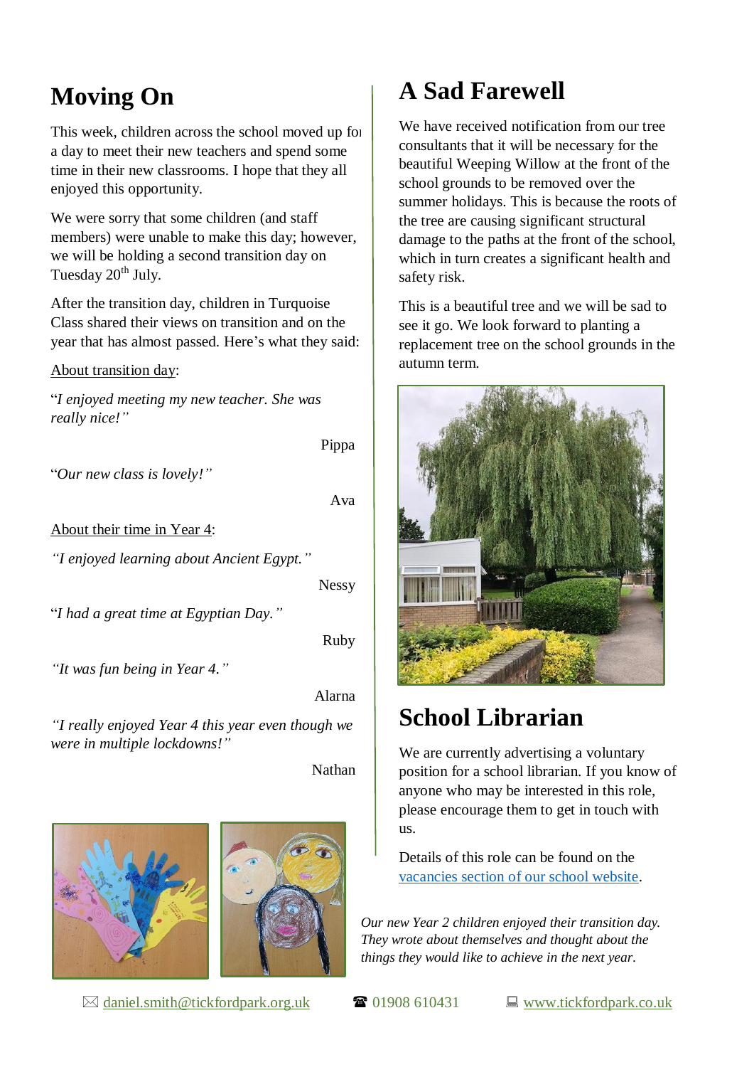# Moving On

This week, children across the school moved up for a day to meet their new teachers and spend some time in their new classrooms. I hope that they all enjoyed this opportunity.

We were sorry that some children (and staff members) were unable to make this day; however, we will be holding a second transition day on Tuesday 20th July.

After the transition day, children in Turquoise Class shared their views on transition and on the year that has almost passed. Here's what they said:

About transition day:

"*I enjoyed meeting my new teacher. She was really nice!"*

Pippa

"*Our new class is lovely!"*

Ava

About their time in Year 4:

*"I enjoyed learning about Ancient Egypt."*

Nessy

"*I had a great time at Egyptian Day."*

Ruby

*"It was fun being in Year 4."*

Alarna

*"I really enjoyed Year 4 this year even though we were in multiple lockdowns!"*

Nathan

*Our new Year 2 children enjoyed their transition day. They wrote about themselves and thought about the things they would like to achieve in the next year.*

# A Sad Farewell

We have received notification from our tree consultants that it will be necessary for the beautiful Weeping Willow at the front of the school grounds to be removed over the summer holidays. This is because the roots of the tree are causing significant structural damage to the paths at the front of the school, which in turn creates a significant health and safety risk.

This is a beautiful tree and we will be sad to see it go. We look forward to planting a replacement tree on the school grounds in the autumn term.

# School Librarian

We are currently advertising a voluntary position for a school librarian. If you know of anyone who may be interested in this role, please encourage them to get in touch with us.

Details of this role can be found on the vacancies section of our school website.

✉ daniel.smith@tickfordpark.org.uk ☎ 01908 610431 www.tickfordpark.co.uk